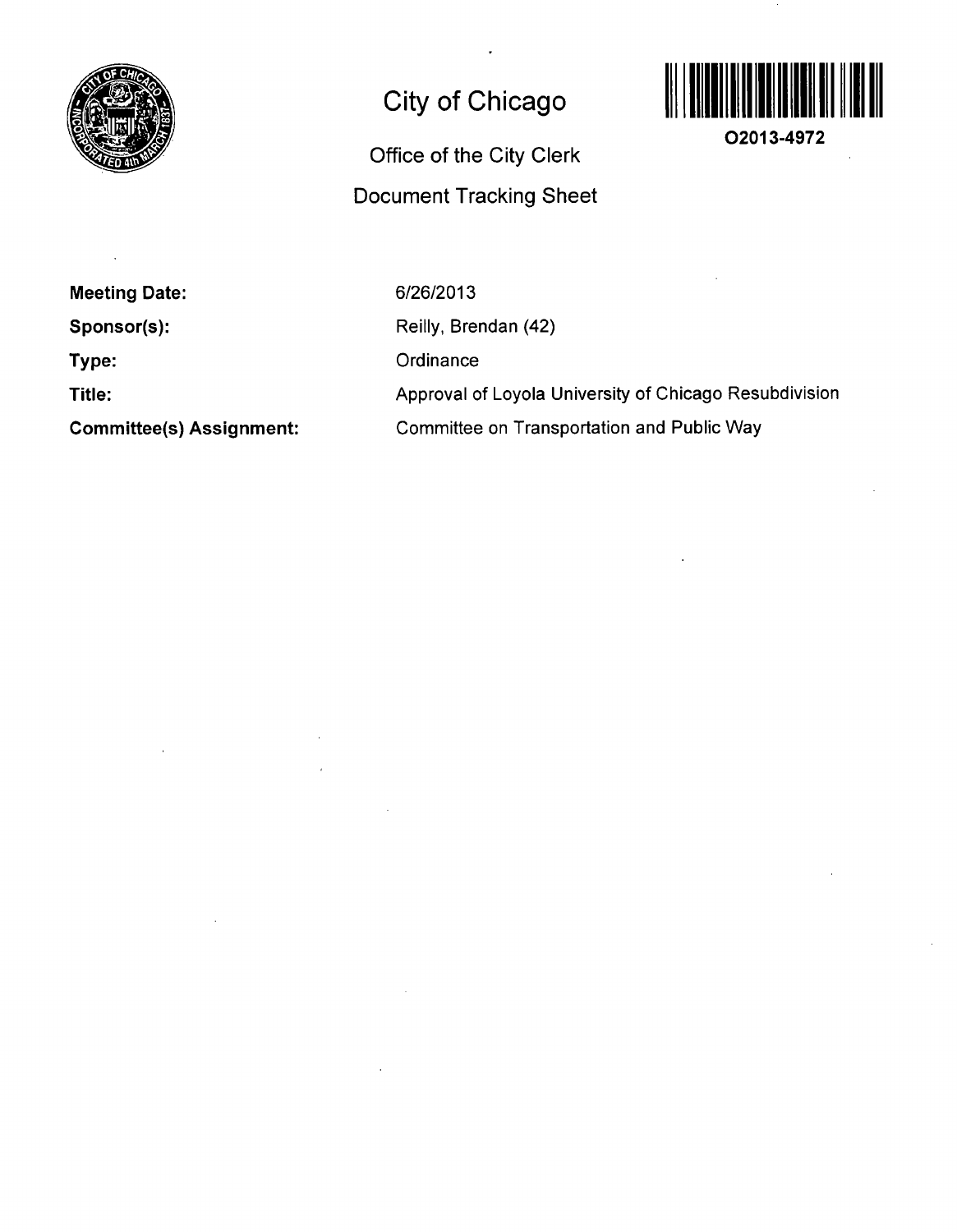# City of Chicago

## Office of the City Clerk

## Document Tracking Sheet

**O2013-4972**

**Meeting Date:** 6/26/2013

**Sponsor(s):** Reilly, Brendan (42)

**Type:** Ordinance

**Title:** Approval of Loyola University of Chicago Resubdivision

**Committee(s) Assignment:** Committee on Transportation and Public Way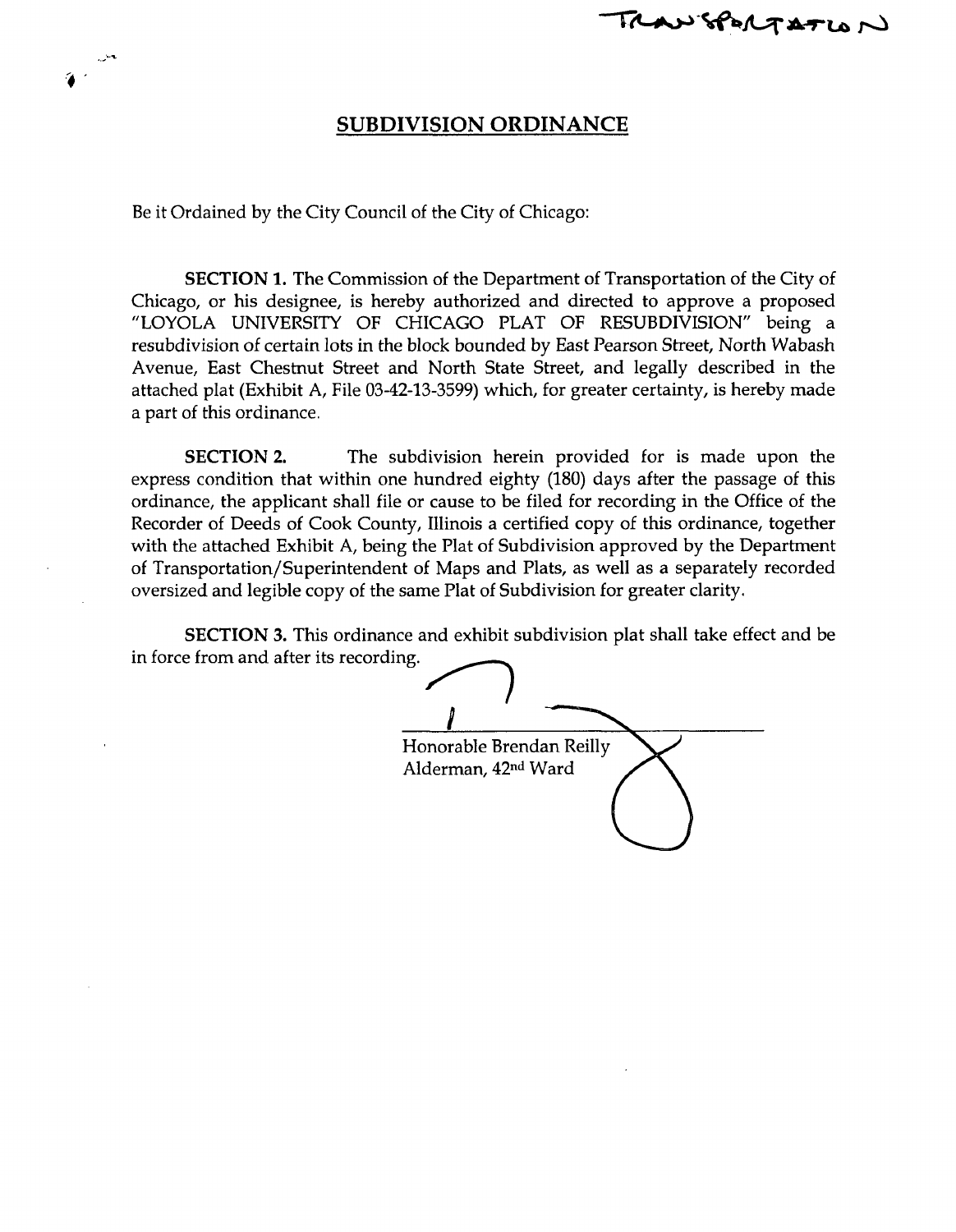TRANSPORTATION

## SUBDIVISION ORDINANCE

Be it Ordained by the City Council of the City of Chicago:

**SECTION 1.** The Commission of the Department of Transportation of the City of Chicago, or his designee, is hereby authorized and directed to approve a proposed "LOYOLA UNIVERSITY OF CHICAGO PLAT OF RESUBDIVISION" being a resubdivision of certain lots in the block bounded by East Pearson Street, North Wabash Avenue, East Chestnut Street and North State Street, and legally described in the attached plat (Exhibit A, File 03-42-13-3599) which, for greater certainty, is hereby made a part of this ordinance.

**SECTION 2.** The subdivision herein provided for is made upon the express condition that within one hundred eighty (180) days after the passage of this ordinance, the applicant shall file or cause to be filed for recording in the Office of the Recorder of Deeds of Cook County, Illinois a certified copy of this ordinance, together with the attached Exhibit A, being the Plat of Subdivision approved by the Department of Transportation/Superintendent of Maps and Plats, as well as a separately recorded oversized and legible copy of the same Plat of Subdivision for greater clarity.

**SECTION 3.** This ordinance and exhibit subdivision plat shall take effect and be in force from and after its recording.

Honorable Brendan Reilly
Alderman, 42nd Ward